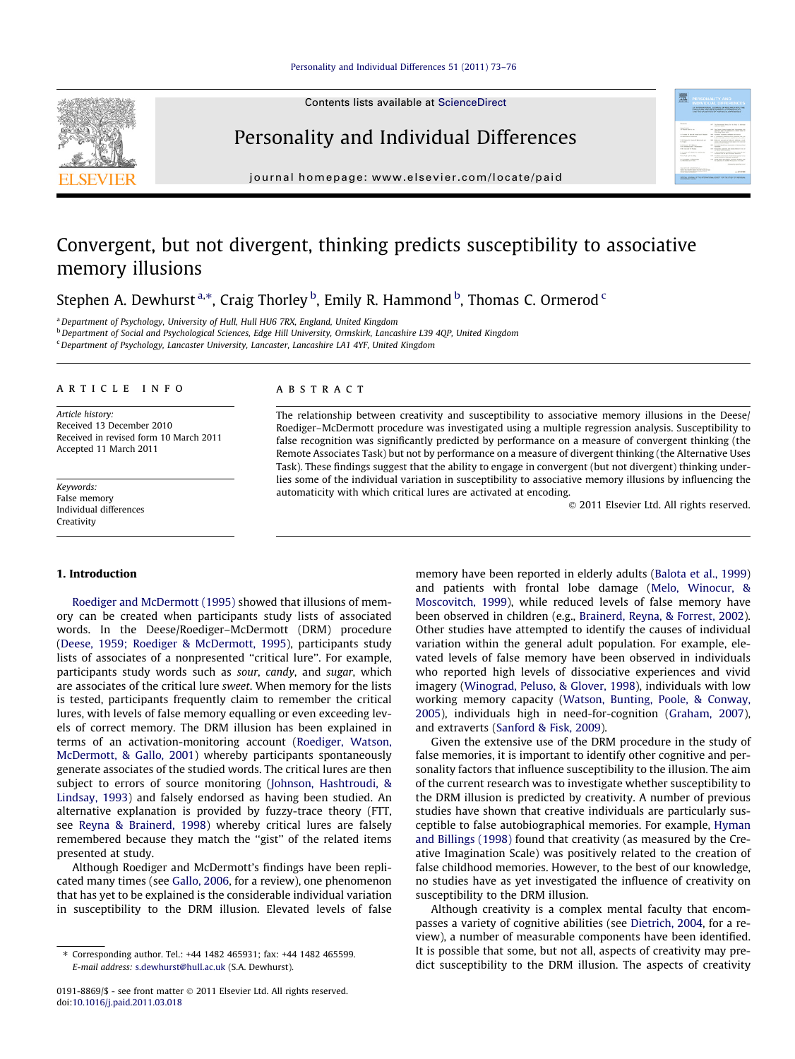# Convergent, but not divergent, thinking predicts susceptibility to associative memory illusions

Stephen A. Dewhurst [a,*], Craig Thorley [b], Emily R. Hammond [b], Thomas C. Ormerod [c]

[a] Department of Psychology, University of Hull, Hull HU6 7RX, England, United Kingdom
[b] Department of Social and Psychological Sciences, Edge Hill University, Ormskirk, Lancashire L39 4QP, United Kingdom
[c] Department of Psychology, Lancaster University, Lancaster, Lancashire LA1 4YF, United Kingdom

## ARTICLE INFO

*Article history:*
Received 13 December 2010
Received in revised form 10 March 2011
Accepted 11 March 2011

*Keywords:*
False memory
Individual differences
Creativity

## ABSTRACT

The relationship between creativity and susceptibility to associative memory illusions in the Deese/Roediger–McDermott procedure was investigated using a multiple regression analysis. Susceptibility to false recognition was significantly predicted by performance on a measure of convergent thinking (the Remote Associates Task) but not by performance on a measure of divergent thinking (the Alternative Uses Task). These findings suggest that the ability to engage in convergent (but not divergent) thinking underlies some of the individual variation in susceptibility to associative memory illusions by influencing the automaticity with which critical lures are activated at encoding.

© 2011 Elsevier Ltd. All rights reserved.

## 1. Introduction

Roediger and McDermott (1995) showed that illusions of memory can be created when participants study lists of associated words. In the Deese/Roediger–McDermott (DRM) procedure (Deese, 1959; Roediger & McDermott, 1995), participants study lists of associates of a nonpresented "critical lure". For example, participants study words such as *sour*, *candy*, and *sugar*, which are associates of the critical lure *sweet*. When memory for the lists is tested, participants frequently claim to remember the critical lures, with levels of false memory equalling or even exceeding levels of correct memory. The DRM illusion has been explained in terms of an activation-monitoring account (Roediger, Watson, McDermott, & Gallo, 2001) whereby participants spontaneously generate associates of the studied words. The critical lures are then subject to errors of source monitoring (Johnson, Hashtroudi, & Lindsay, 1993) and falsely endorsed as having been studied. An alternative explanation is provided by fuzzy-trace theory (FTT, see Reyna & Brainerd, 1998) whereby critical lures are falsely remembered because they match the "gist" of the related items presented at study.

Although Roediger and McDermott's findings have been replicated many times (see Gallo, 2006, for a review), one phenomenon that has yet to be explained is the considerable individual variation in susceptibility to the DRM illusion. Elevated levels of false memory have been reported in elderly adults (Balota et al., 1999) and patients with frontal lobe damage (Melo, Winocur, & Moscovitch, 1999), while reduced levels of false memory have been observed in children (e.g., Brainerd, Reyna, & Forrest, 2002). Other studies have attempted to identify the causes of individual variation within the general adult population. For example, elevated levels of false memory have been observed in individuals who reported high levels of dissociative experiences and vivid imagery (Winograd, Peluso, & Glover, 1998), individuals with low working memory capacity (Watson, Bunting, Poole, & Conway, 2005), individuals high in need-for-cognition (Graham, 2007), and extraverts (Sanford & Fisk, 2009).

Given the extensive use of the DRM procedure in the study of false memories, it is important to identify other cognitive and personality factors that influence susceptibility to the illusion. The aim of the current research was to investigate whether susceptibility to the DRM illusion is predicted by creativity. A number of previous studies have shown that creative individuals are particularly susceptible to false autobiographical memories. For example, Hyman and Billings (1998) found that creativity (as measured by the Creative Imagination Scale) was positively related to the creation of false childhood memories. However, to the best of our knowledge, no studies have as yet investigated the influence of creativity on susceptibility to the DRM illusion.

Although creativity is a complex mental faculty that encompasses a variety of cognitive abilities (see Dietrich, 2004, for a review), a number of measurable components have been identified. It is possible that some, but not all, aspects of creativity may predict susceptibility to the DRM illusion. The aspects of creativity

---

* Corresponding author. Tel.: +44 1482 465931; fax: +44 1482 465599.
E-mail address: s.dewhurst@hull.ac.uk (S.A. Dewhurst).

0191-8869/$ - see front matter © 2011 Elsevier Ltd. All rights reserved.
doi:10.1016/j.paid.2011.03.018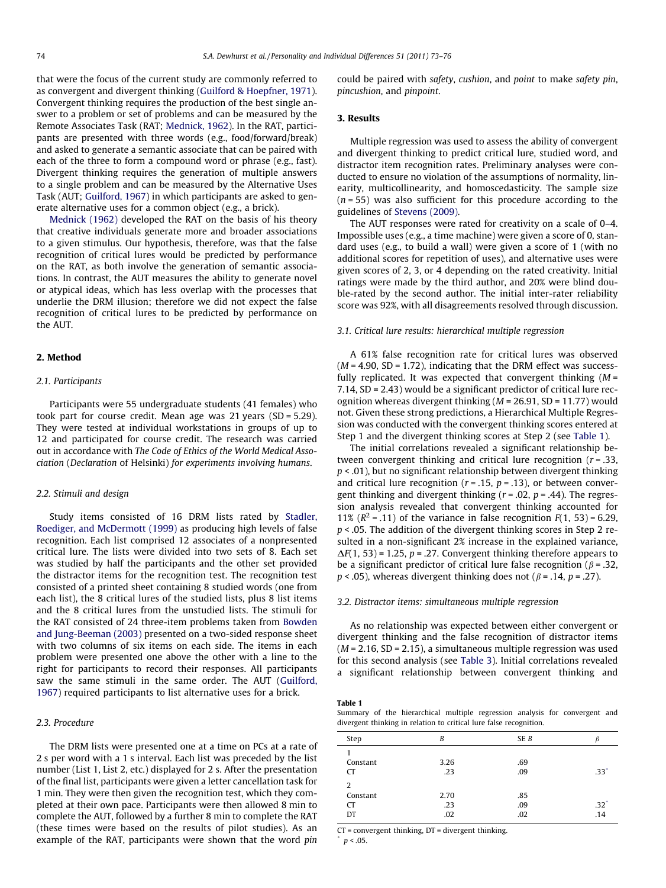that were the focus of the current study are commonly referred to as convergent and divergent thinking (Guilford & Hoepfner, 1971). Convergent thinking requires the production of the best single answer to a problem or set of problems and can be measured by the Remote Associates Task (RAT; Mednick, 1962). In the RAT, participants are presented with three words (e.g., food/forward/break) and asked to generate a semantic associate that can be paired with each of the three to form a compound word or phrase (e.g., fast). Divergent thinking requires the generation of multiple answers to a single problem and can be measured by the Alternative Uses Task (AUT; Guilford, 1967) in which participants are asked to generate alternative uses for a common object (e.g., a brick).

Mednick (1962) developed the RAT on the basis of his theory that creative individuals generate more and broader associations to a given stimulus. Our hypothesis, therefore, was that the false recognition of critical lures would be predicted by performance on the RAT, as both involve the generation of semantic associations. In contrast, the AUT measures the ability to generate novel or atypical ideas, which has less overlap with the processes that underlie the DRM illusion; therefore we did not expect the false recognition of critical lures to be predicted by performance on the AUT.

## 2. Method

### 2.1. Participants

Participants were 55 undergraduate students (41 females) who took part for course credit. Mean age was 21 years (SD = 5.29). They were tested at individual workstations in groups of up to 12 and participated for course credit. The research was carried out in accordance with *The Code of Ethics of the World Medical Association* (*Declaration* of Helsinki) *for experiments involving humans*.

### 2.2. Stimuli and design

Study items consisted of 16 DRM lists rated by Stadler, Roediger, and McDermott (1999) as producing high levels of false recognition. Each list comprised 12 associates of a nonpresented critical lure. The lists were divided into two sets of 8. Each set was studied by half the participants and the other set provided the distractor items for the recognition test. The recognition test consisted of a printed sheet containing 8 studied words (one from each list), the 8 critical lures of the studied lists, plus 8 list items and the 8 critical lures from the unstudied lists. The stimuli for the RAT consisted of 24 three-item problems taken from Bowden and Jung-Beeman (2003) presented on a two-sided response sheet with two columns of six items on each side. The items in each problem were presented one above the other with a line to the right for participants to record their responses. All participants saw the same stimuli in the same order. The AUT (Guilford, 1967) required participants to list alternative uses for a brick.

### 2.3. Procedure

The DRM lists were presented one at a time on PCs at a rate of 2 s per word with a 1 s interval. Each list was preceded by the list number (List 1, List 2, etc.) displayed for 2 s. After the presentation of the final list, participants were given a letter cancellation task for 1 min. They were then given the recognition test, which they completed at their own pace. Participants were then allowed 8 min to complete the AUT, followed by a further 8 min to complete the RAT (these times were based on the results of pilot studies). As an example of the RAT, participants were shown that the word *pin* could be paired with *safety*, *cushion*, and *point* to make *safety pin*, *pincushion*, and *pinpoint*.

## 3. Results

Multiple regression was used to assess the ability of convergent and divergent thinking to predict critical lure, studied word, and distractor item recognition rates. Preliminary analyses were conducted to ensure no violation of the assumptions of normality, linearity, multicollinearity, and homoscedasticity. The sample size ($n = 55$) was also sufficient for this procedure according to the guidelines of Stevens (2009).

The AUT responses were rated for creativity on a scale of 0–4. Impossible uses (e.g., a time machine) were given a score of 0, standard uses (e.g., to build a wall) were given a score of 1 (with no additional scores for repetition of uses), and alternative uses were given scores of 2, 3, or 4 depending on the rated creativity. Initial ratings were made by the third author, and 20% were blind double-rated by the second author. The initial inter-rater reliability score was 92%, with all disagreements resolved through discussion.

### 3.1. Critical lure results: hierarchical multiple regression

A 61% false recognition rate for critical lures was observed ($M = 4.90$, SD = 1.72), indicating that the DRM effect was successfully replicated. It was expected that convergent thinking ($M = 7.14$, SD = 2.43) would be a significant predictor of critical lure recognition whereas divergent thinking ($M = 26.91$, SD = 11.77) would not. Given these strong predictions, a Hierarchical Multiple Regression was conducted with the convergent thinking scores entered at Step 1 and the divergent thinking scores at Step 2 (see Table 1).

The initial correlations revealed a significant relationship between convergent thinking and critical lure recognition ($r = .33$, $p < .01$), but no significant relationship between divergent thinking and critical lure recognition ($r = .15$, $p = .13$), or between convergent thinking and divergent thinking ($r = .02$, $p = .44$). The regression analysis revealed that convergent thinking accounted for 11% ($R^2 = .11$) of the variance in false recognition $F(1, 53) = 6.29$, $p < .05$. The addition of the divergent thinking scores in Step 2 resulted in a non-significant 2% increase in the explained variance, $\Delta F(1, 53) = 1.25$, $p = .27$. Convergent thinking therefore appears to be a significant predictor of critical lure false recognition ($\beta = .32$, $p < .05$), whereas divergent thinking does not ($\beta = .14$, $p = .27$).

### 3.2. Distractor items: simultaneous multiple regression

As no relationship was expected between either convergent or divergent thinking and the false recognition of distractor items ($M = 2.16$, SD = 2.15), a simultaneous multiple regression was used for this second analysis (see Table 3). Initial correlations revealed a significant relationship between convergent thinking and

**Table 1**
Summary of the hierarchical multiple regression analysis for convergent and divergent thinking in relation to critical lure false recognition.

| Step | $B$ | SE $B$ | $\beta$ |
|---|---|---|---|
| 1 | | | |
| Constant | 3.26 | .69 | |
| CT | .23 | .09 | .33* |
| 2 | | | |
| Constant | 2.70 | .85 | |
| CT | .23 | .09 | .32* |
| DT | .02 | .02 | .14 |

CT = convergent thinking, DT = divergent thinking.
* $p < .05$.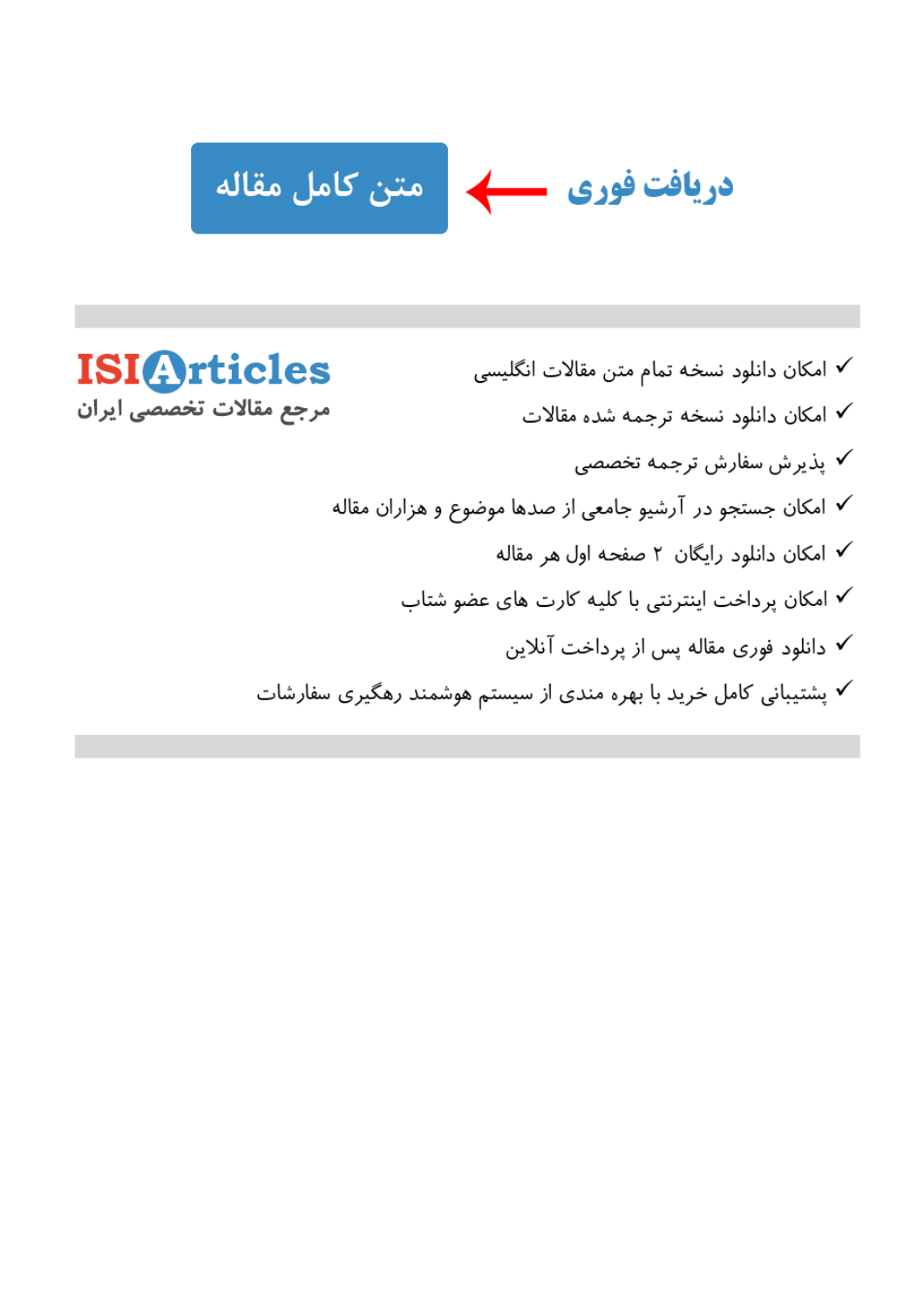دریافت فوری ← متن کامل مقاله

**ISIArticles**
مرجع مقالات تخصصی ایران

- ✓ امکان دانلود نسخه تمام متن مقالات انگلیسی
- ✓ امکان دانلود نسخه ترجمه شده مقالات
- ✓ پذیرش سفارش ترجمه تخصصی
- ✓ امکان جستجو در آرشیو جامعی از صدها موضوع و هزاران مقاله
- ✓ امکان دانلود رایگان ۲ صفحه اول هر مقاله
- ✓ امکان پرداخت اینترنتی با کلیه کارت های عضو شتاب
- ✓ دانلود فوری مقاله پس از پرداخت آنلاین
- ✓ پشتیبانی کامل خرید با بهره مندی از سیستم هوشمند رهگیری سفارشات